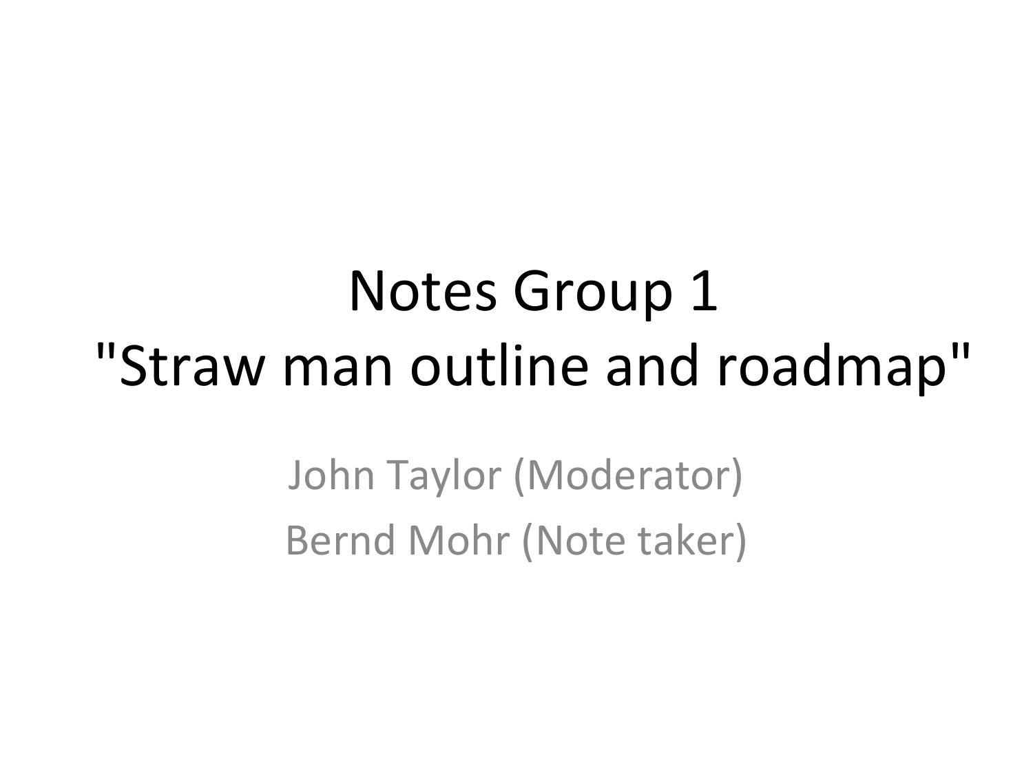# Notes Group 1
# "Straw man outline and roadmap"

John Taylor (Moderator)

Bernd Mohr (Note taker)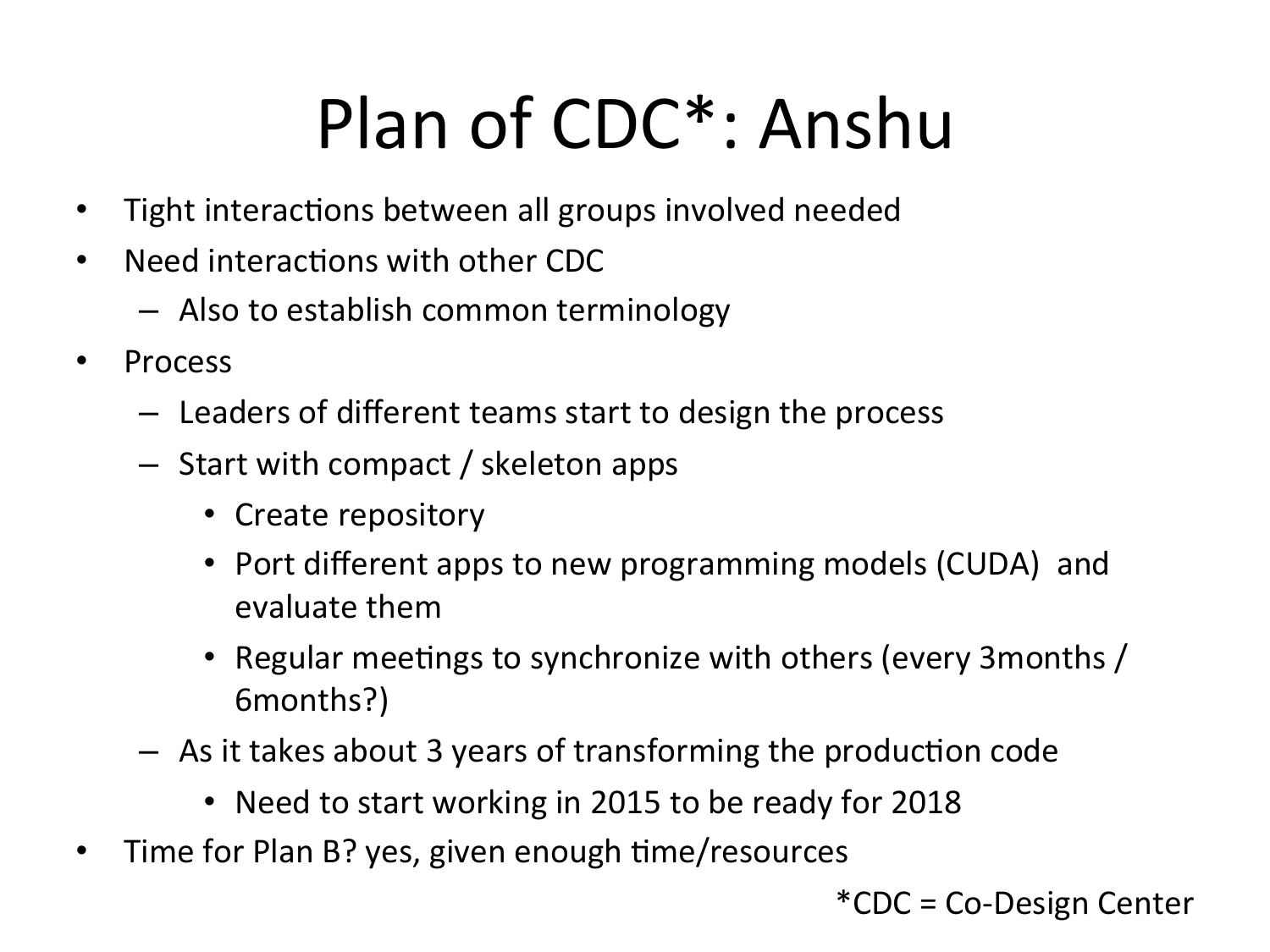# Plan of CDC*: Anshu

- Tight interactions between all groups involved needed
- Need interactions with other CDC
  - Also to establish common terminology
- Process
  - Leaders of different teams start to design the process
  - Start with compact / skeleton apps
    - Create repository
    - Port different apps to new programming models (CUDA) and evaluate them
    - Regular meetings to synchronize with others (every 3months / 6months?)
  - As it takes about 3 years of transforming the production code
    - Need to start working in 2015 to be ready for 2018
- Time for Plan B? yes, given enough time/resources

*CDC = Co-Design Center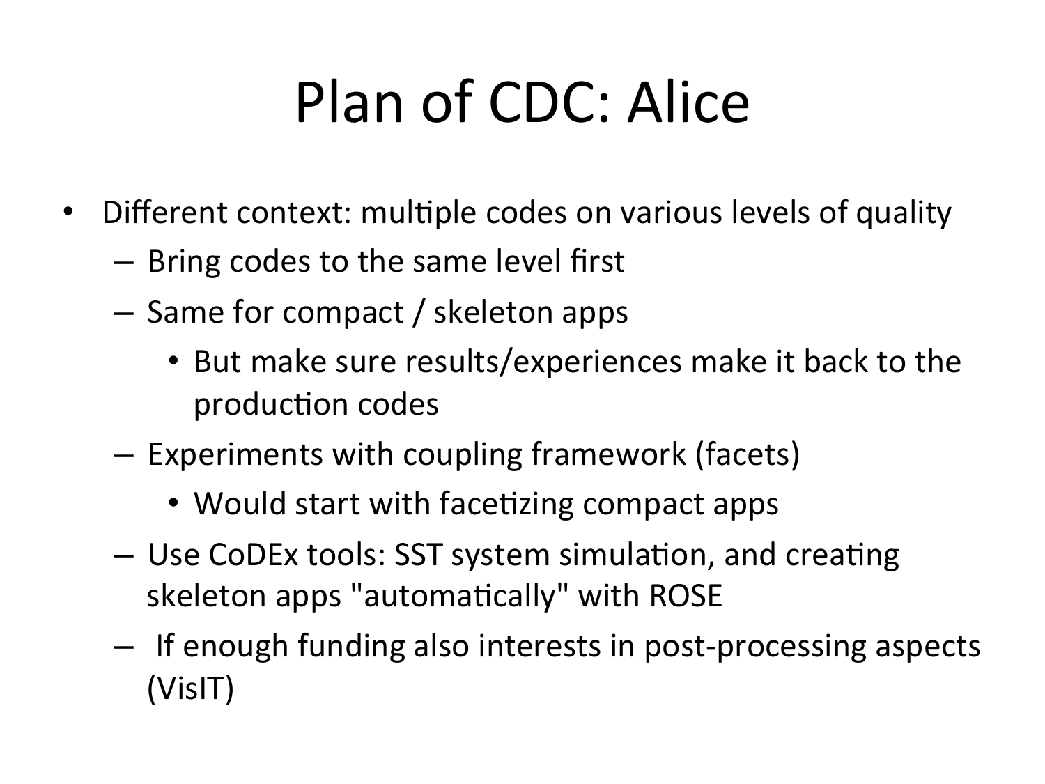# Plan of CDC: Alice

- Different context: multiple codes on various levels of quality
  - Bring codes to the same level first
  - Same for compact / skeleton apps
    - But make sure results/experiences make it back to the production codes
  - Experiments with coupling framework (facets)
    - Would start with facetizing compact apps
  - Use CoDEx tools: SST system simulation, and creating skeleton apps "automatically" with ROSE
  - If enough funding also interests in post-processing aspects (VisIT)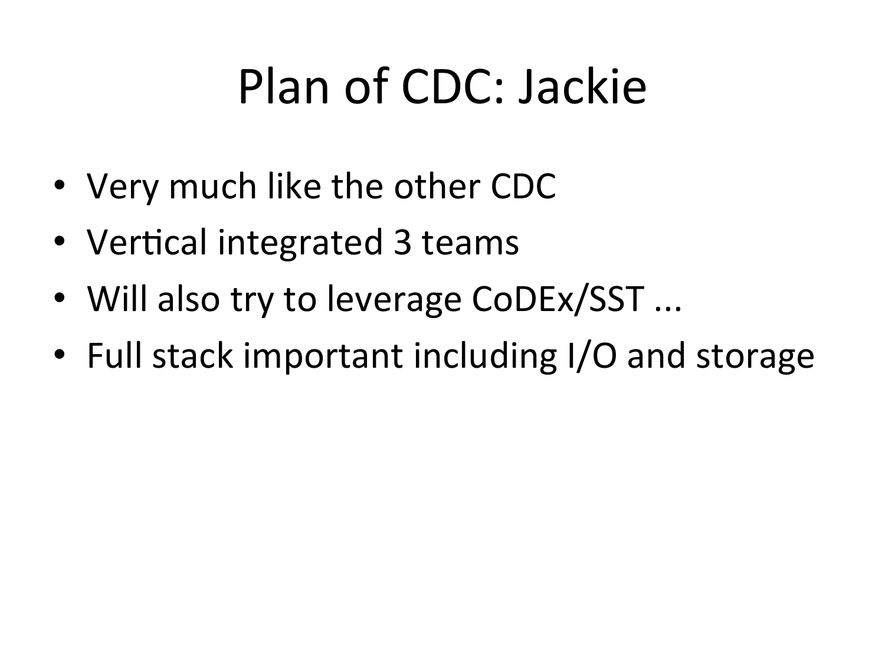# Plan of CDC: Jackie

- Very much like the other CDC
- Vertical integrated 3 teams
- Will also try to leverage CoDEx/SST ...
- Full stack important including I/O and storage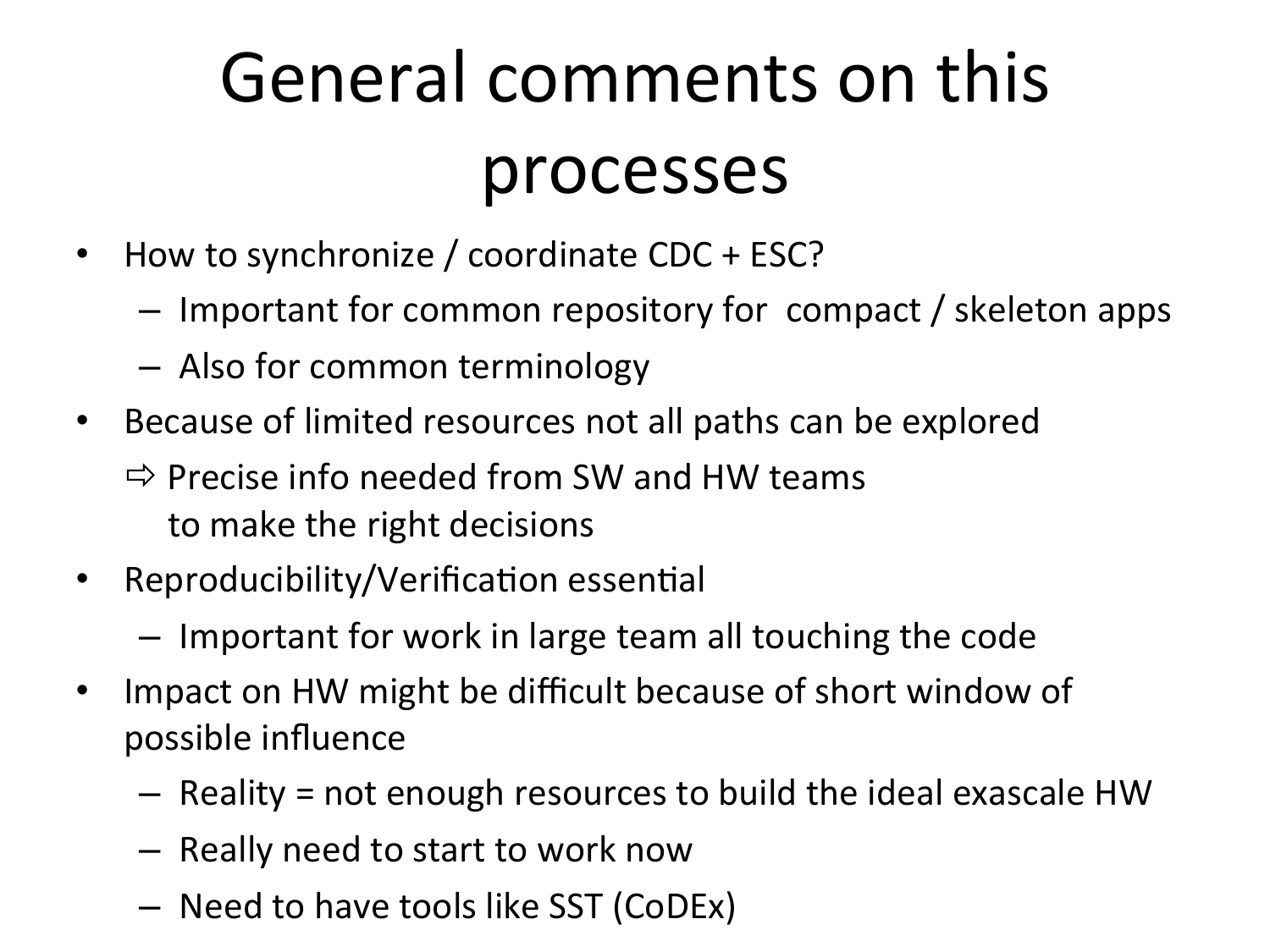# General comments on this processes

- How to synchronize / coordinate CDC + ESC?
  - Important for common repository for compact / skeleton apps
  - Also for common terminology
- Because of limited resources not all paths can be explored
  - ⇨ Precise info needed from SW and HW teams to make the right decisions
- Reproducibility/Verification essential
  - Important for work in large team all touching the code
- Impact on HW might be difficult because of short window of possible influence
  - Reality = not enough resources to build the ideal exascale HW
  - Really need to start to work now
  - Need to have tools like SST (CoDEx)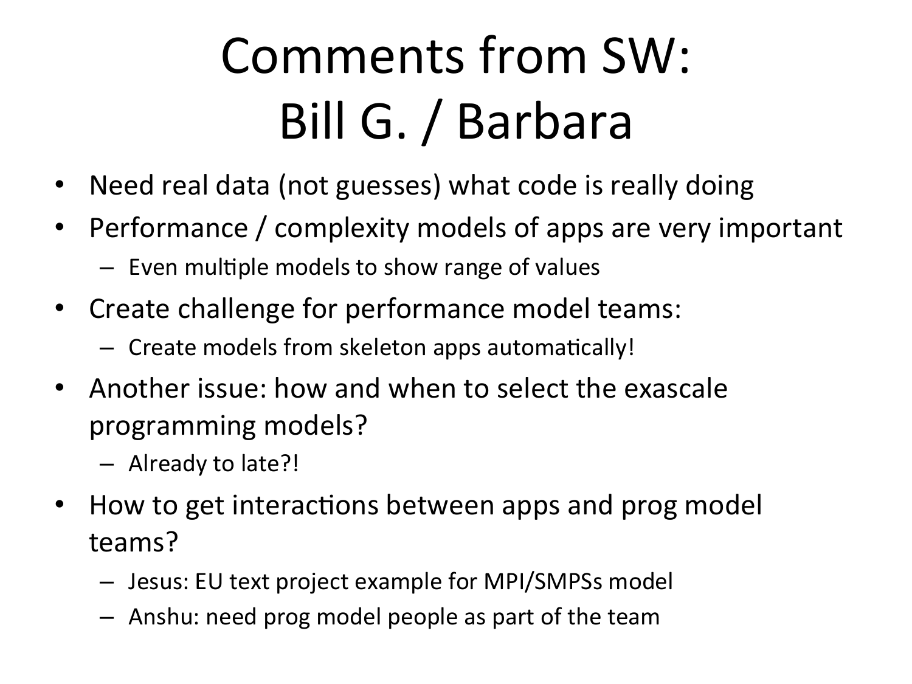# Comments from SW: Bill G. / Barbara

- Need real data (not guesses) what code is really doing
- Performance / complexity models of apps are very important
  - Even multiple models to show range of values
- Create challenge for performance model teams:
  - Create models from skeleton apps automatically!
- Another issue: how and when to select the exascale programming models?
  - Already to late?!
- How to get interactions between apps and prog model teams?
  - Jesus: EU text project example for MPI/SMPSs model
  - Anshu: need prog model people as part of the team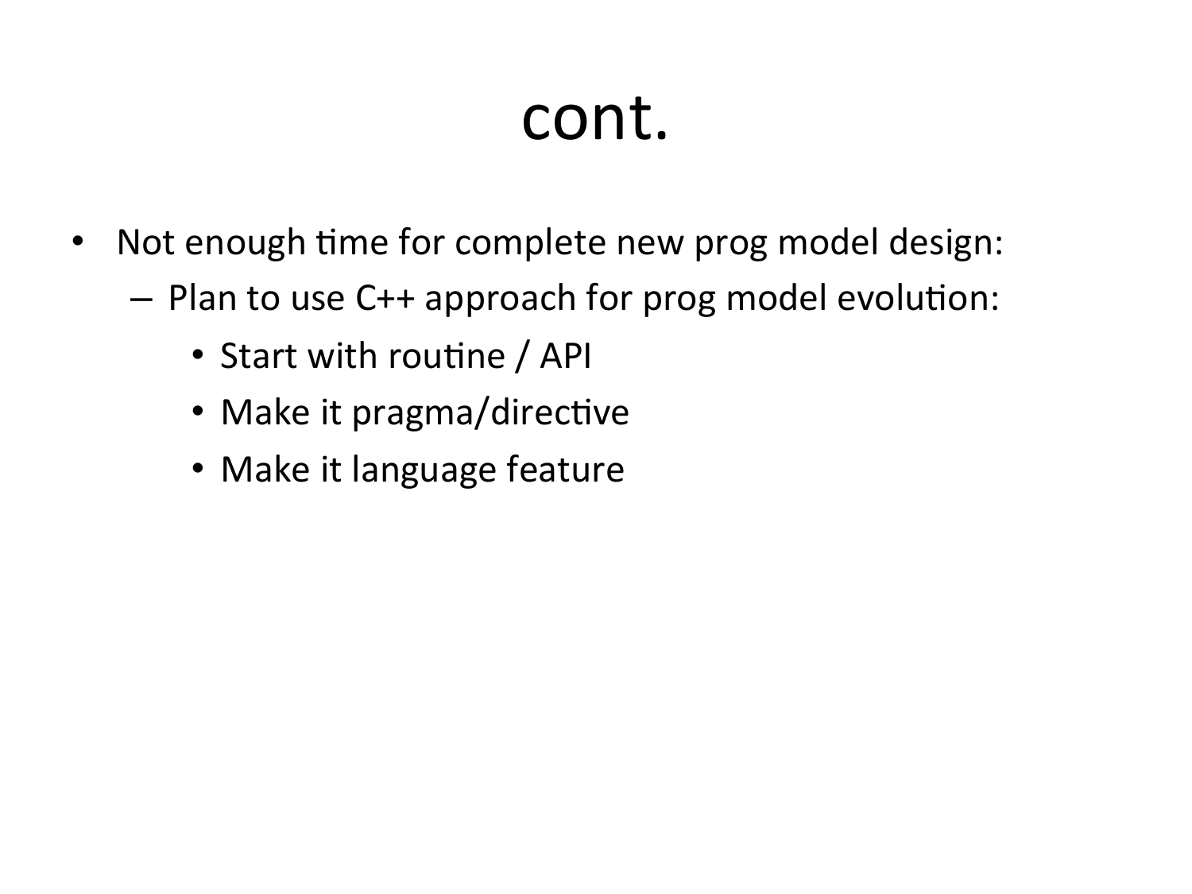# cont.

- Not enough time for complete new prog model design:
  - Plan to use C++ approach for prog model evolution:
    - Start with routine / API
    - Make it pragma/directive
    - Make it language feature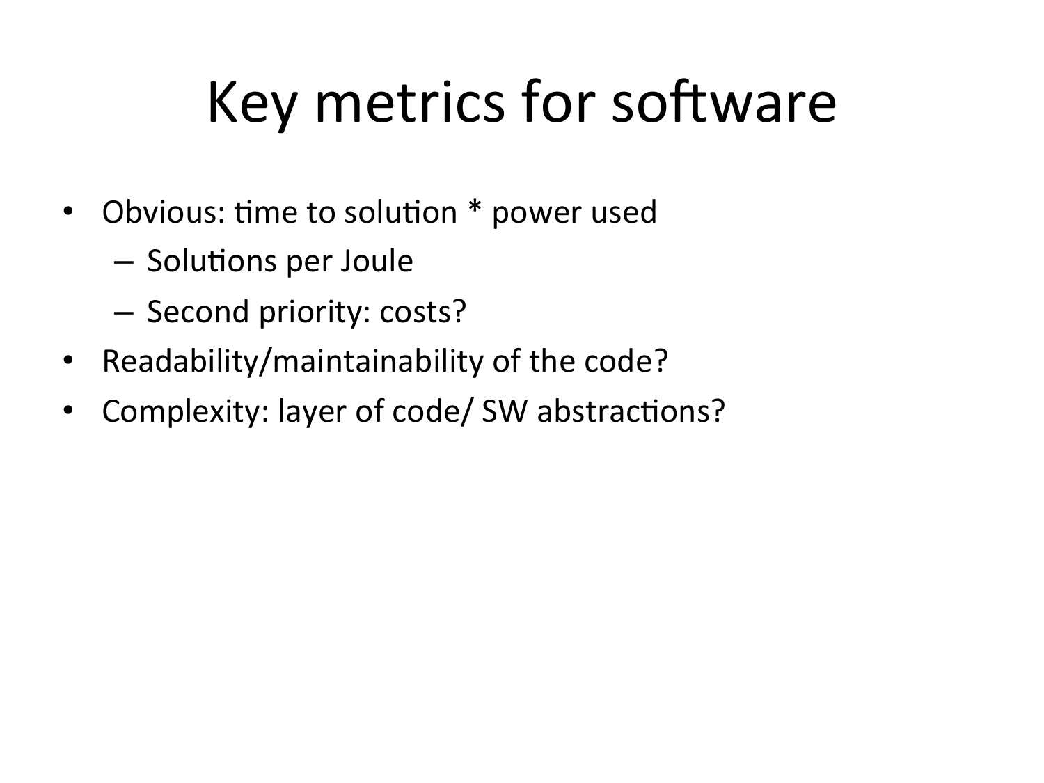# Key metrics for software

- Obvious: time to solution * power used
  - Solutions per Joule
  - Second priority: costs?
- Readability/maintainability of the code?
- Complexity: layer of code/ SW abstractions?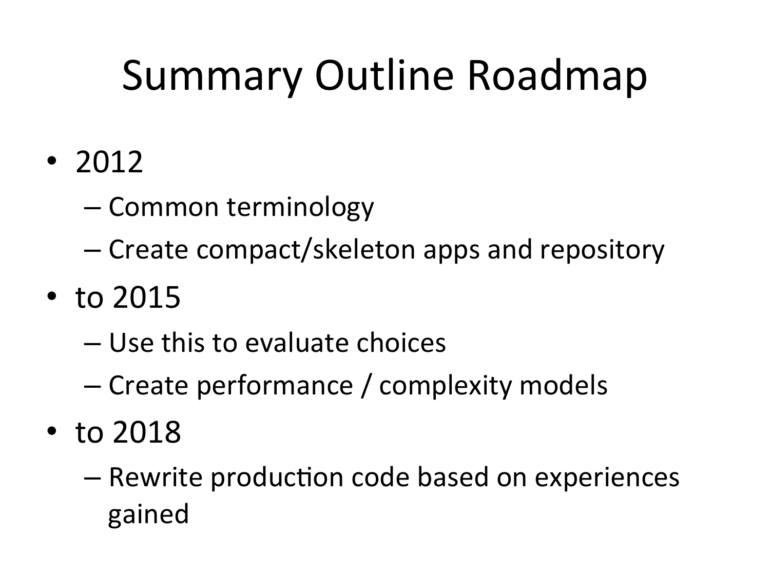# Summary Outline Roadmap

- 2012
  - Common terminology
  - Create compact/skeleton apps and repository
- to 2015
  - Use this to evaluate choices
  - Create performance / complexity models
- to 2018
  - Rewrite production code based on experiences gained